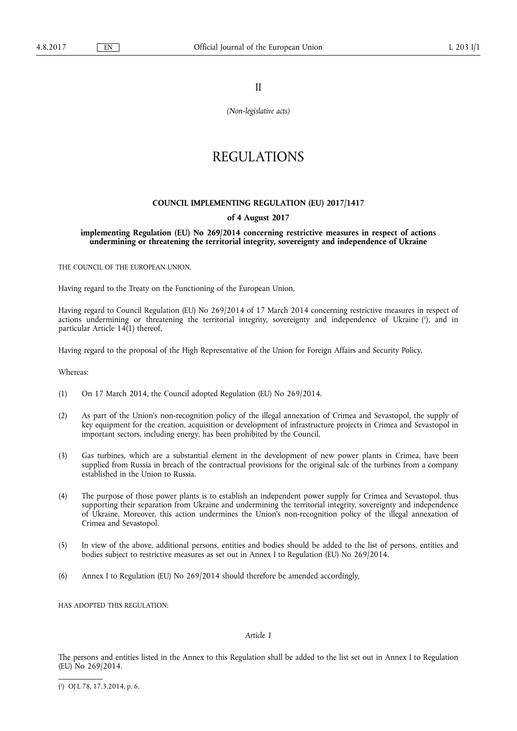II

*(Non-legislative acts)*

# REGULATIONS

## COUNCIL IMPLEMENTING REGULATION (EU) 2017/1417

### of 4 August 2017

### implementing Regulation (EU) No 269/2014 concerning restrictive measures in respect of actions undermining or threatening the territorial integrity, sovereignty and independence of Ukraine

THE COUNCIL OF THE EUROPEAN UNION,

Having regard to the Treaty on the Functioning of the European Union,

Having regard to Council Regulation (EU) No 269/2014 of 17 March 2014 concerning restrictive measures in respect of actions undermining or threatening the territorial integrity, sovereignty and independence of Ukraine [1], and in particular Article 14(1) thereof,

Having regard to the proposal of the High Representative of the Union for Foreign Affairs and Security Policy,

Whereas:

(1) On 17 March 2014, the Council adopted Regulation (EU) No 269/2014.

(2) As part of the Union's non-recognition policy of the illegal annexation of Crimea and Sevastopol, the supply of key equipment for the creation, acquisition or development of infrastructure projects in Crimea and Sevastopol in important sectors, including energy, has been prohibited by the Council.

(3) Gas turbines, which are a substantial element in the development of new power plants in Crimea, have been supplied from Russia in breach of the contractual provisions for the original sale of the turbines from a company established in the Union to Russia.

(4) The purpose of those power plants is to establish an independent power supply for Crimea and Sevastopol, thus supporting their separation from Ukraine and undermining the territorial integrity, sovereignty and independence of Ukraine. Moreover, this action undermines the Union's non-recognition policy of the illegal annexation of Crimea and Sevastopol.

(5) In view of the above, additional persons, entities and bodies should be added to the list of persons, entities and bodies subject to restrictive measures as set out in Annex I to Regulation (EU) No 269/2014.

(6) Annex I to Regulation (EU) No 269/2014 should therefore be amended accordingly,

HAS ADOPTED THIS REGULATION:

*Article 1*

The persons and entities listed in the Annex to this Regulation shall be added to the list set out in Annex I to Regulation (EU) No 269/2014.

[1] OJ L 78, 17.3.2014, p. 6.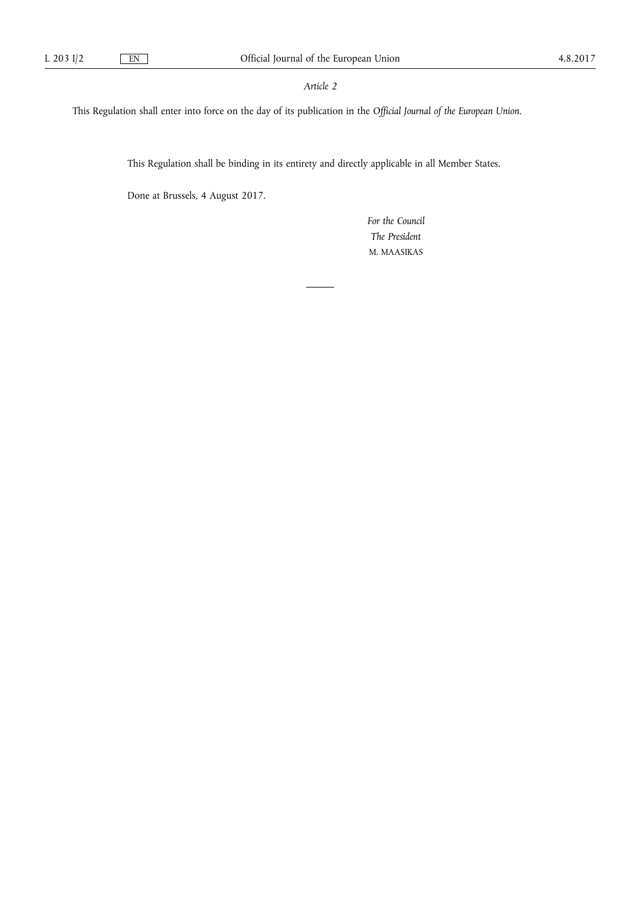*Article 2*

This Regulation shall enter into force on the day of its publication in the *Official Journal of the European Union*.

This Regulation shall be binding in its entirety and directly applicable in all Member States.

Done at Brussels, 4 August 2017.

*For the Council*

*The President*

M. MAASIKAS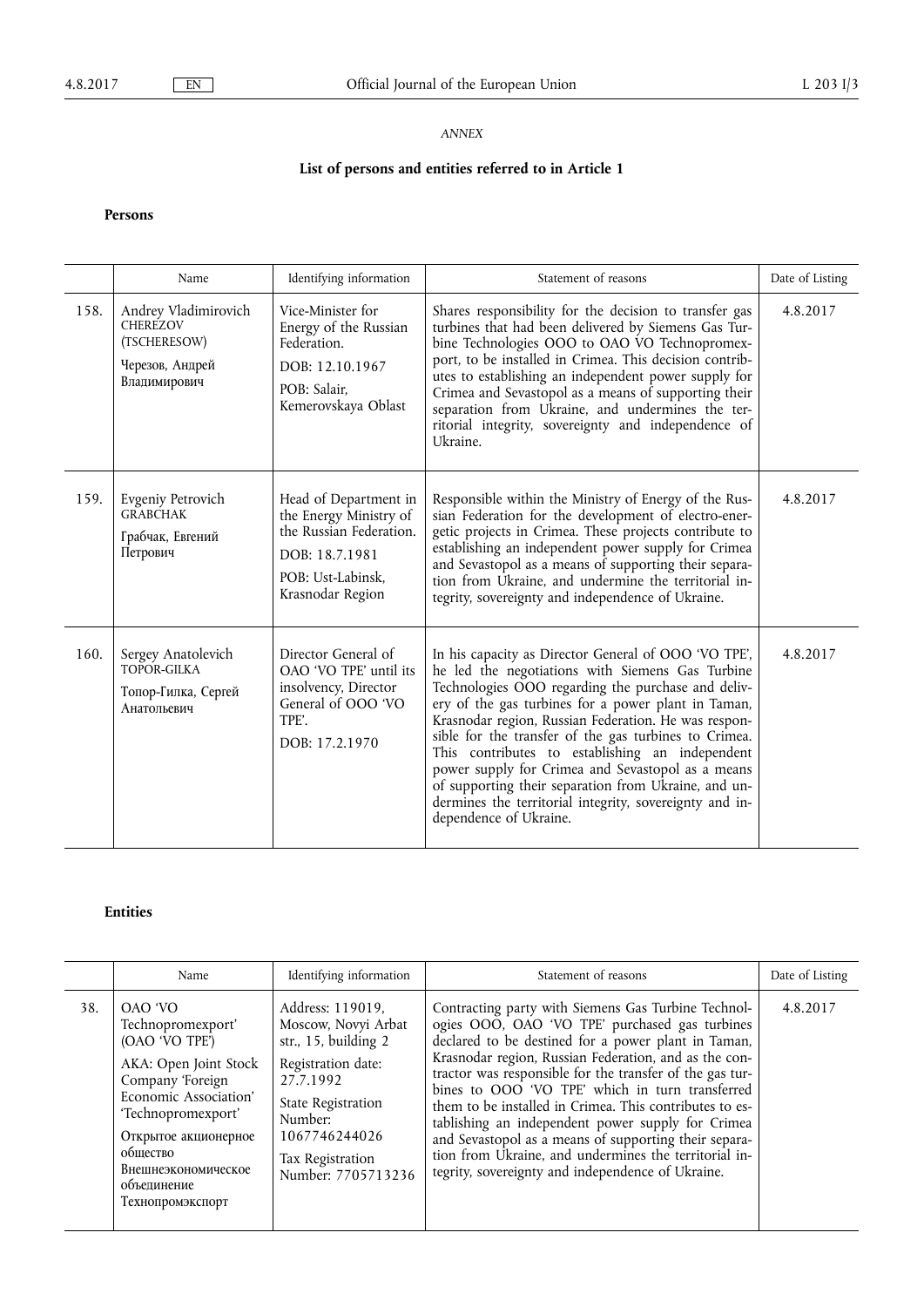*ANNEX*

**List of persons and entities referred to in Article 1**

**Persons**

| | Name | Identifying information | Statement of reasons | Date of Listing |
|---|---|---|---|---|
| 158. | Andrey Vladimirovich CHEREZOV (TSCHERESOW) Черезов, Андрей Владимирович | Vice-Minister for Energy of the Russian Federation. DOB: 12.10.1967 POB: Salair, Kemerovskaya Oblast | Shares responsibility for the decision to transfer gas turbines that had been delivered by Siemens Gas Turbine Technologies OOO to OAO VO Technopromexport, to be installed in Crimea. This decision contributes to establishing an independent power supply for Crimea and Sevastopol as a means of supporting their separation from Ukraine, and undermines the territorial integrity, sovereignty and independence of Ukraine. | 4.8.2017 |
| 159. | Evgeniy Petrovich GRABCHAK Грабчак, Евгений Петрович | Head of Department in the Energy Ministry of the Russian Federation. DOB: 18.7.1981 POB: Ust-Labinsk, Krasnodar Region | Responsible within the Ministry of Energy of the Russian Federation for the development of electro-energetic projects in Crimea. These projects contribute to establishing an independent power supply for Crimea and Sevastopol as a means of supporting their separation from Ukraine, and undermine the territorial integrity, sovereignty and independence of Ukraine. | 4.8.2017 |
| 160. | Sergey Anatolevich TOPOR-GILKA Топор-Гилка, Сергей Анатольевич | Director General of OAO 'VO TPE' until its insolvency, Director General of OOO 'VO TPE'. DOB: 17.2.1970 | In his capacity as Director General of OOO 'VO TPE', he led the negotiations with Siemens Gas Turbine Technologies OOO regarding the purchase and delivery of the gas turbines for a power plant in Taman, Krasnodar region, Russian Federation. He was responsible for the transfer of the gas turbines to Crimea. This contributes to establishing an independent power supply for Crimea and Sevastopol as a means of supporting their separation from Ukraine, and undermines the territorial integrity, sovereignty and independence of Ukraine. | 4.8.2017 |

**Entities**

| | Name | Identifying information | Statement of reasons | Date of Listing |
|---|---|---|---|---|
| 38. | OAO 'VO Technopromexport' (OAO 'VO TPE') AKA: Open Joint Stock Company 'Foreign Economic Association' 'Technopromexport' Открытое акционерное общество Внешнеэкономическое объединение Технопромэкспорт | Address: 119019, Moscow, Novyi Arbat str., 15, building 2 Registration date: 27.7.1992 State Registration Number: 1067746244026 Tax Registration Number: 7705713236 | Contracting party with Siemens Gas Turbine Technologies OOO, OAO 'VO TPE' purchased gas turbines declared to be destined for a power plant in Taman, Krasnodar region, Russian Federation, and as the contractor was responsible for the transfer of the gas turbines to OOO 'VO TPE' which in turn transferred them to be installed in Crimea. This contributes to establishing an independent power supply for Crimea and Sevastopol as a means of supporting their separation from Ukraine, and undermines the territorial integrity, sovereignty and independence of Ukraine. | 4.8.2017 |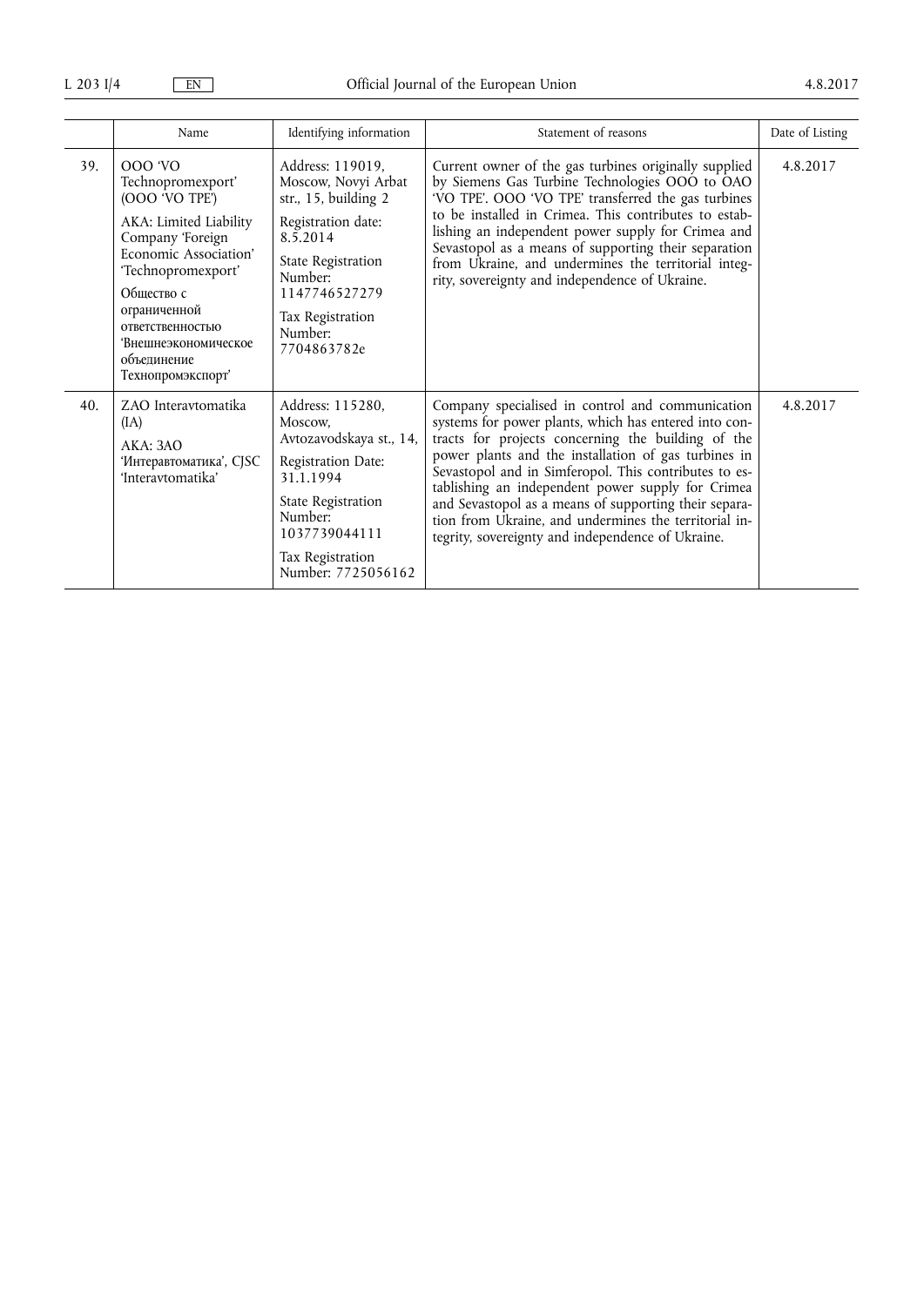| | Name | Identifying information | Statement of reasons | Date of Listing |
|---|---|---|---|---|
| 39. | OOO 'VO Technopromexport' (OOO 'VO TPE')<br>AKA: Limited Liability Company 'Foreign Economic Association' 'Technopromexport'<br>Общество с ограниченной ответственностью 'Внешнеэкономическое объединение Технопромэкспорт' | Address: 119019, Moscow, Novyi Arbat str., 15, building 2<br>Registration date: 8.5.2014<br>State Registration Number: 1147746527279<br>Tax Registration Number: 7704863782e | Current owner of the gas turbines originally supplied by Siemens Gas Turbine Technologies OOO to OAO 'VO TPE'. OOO 'VO TPE' transferred the gas turbines to be installed in Crimea. This contributes to establishing an independent power supply for Crimea and Sevastopol as a means of supporting their separation from Ukraine, and undermines the territorial integrity, sovereignty and independence of Ukraine. | 4.8.2017 |
| 40. | ZAO Interavtomatika (IA)<br>AKA: ЗАО 'Интеравтоматика', CJSC 'Interavtomatika' | Address: 115280, Moscow, Avtozavodskaya st., 14,<br>Registration Date: 31.1.1994<br>State Registration Number: 1037739044111<br>Tax Registration Number: 7725056162 | Company specialised in control and communication systems for power plants, which has entered into contracts for projects concerning the building of the power plants and the installation of gas turbines in Sevastopol and in Simferopol. This contributes to establishing an independent power supply for Crimea and Sevastopol as a means of supporting their separation from Ukraine, and undermines the territorial integrity, sovereignty and independence of Ukraine. | 4.8.2017 |